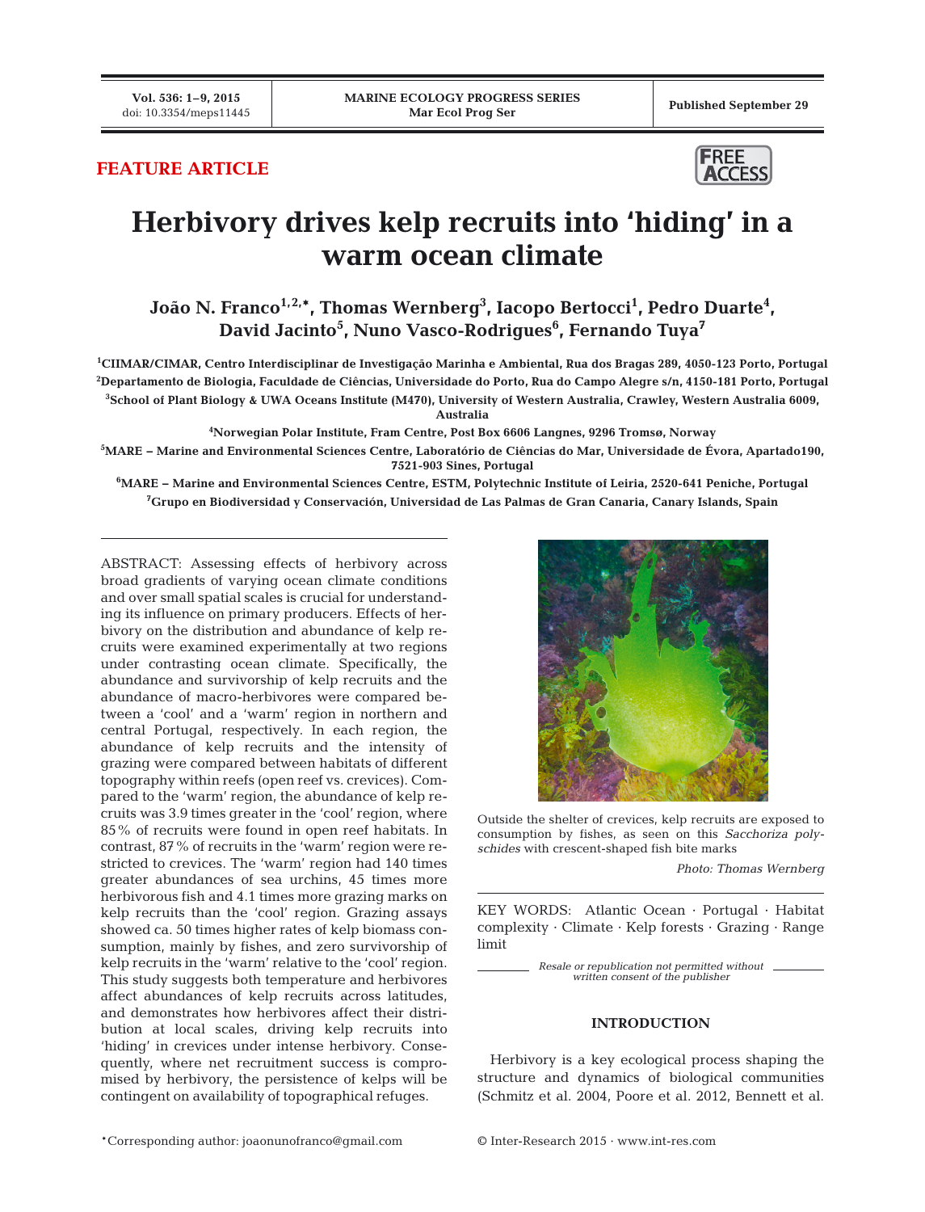FEATURE ARTICLE

# Herbivory drives kelp recruits into 'hiding' in a warm ocean climate

**João N. Franco[1,2,*], Thomas Wernberg[3], Iacopo Bertocci[1], Pedro Duarte[4], David Jacinto[5], Nuno Vasco-Rodrigues[6], Fernando Tuya[7]**

[1]CIIMAR/CIMAR, Centro Interdisciplinar de Investigação Marinha e Ambiental, Rua dos Bragas 289, 4050-123 Porto, Portugal
[2]Departamento de Biologia, Faculdade de Ciências, Universidade do Porto, Rua do Campo Alegre s/n, 4150-181 Porto, Portugal
[3]School of Plant Biology & UWA Oceans Institute (M470), University of Western Australia, Crawley, Western Australia 6009, Australia
[4]Norwegian Polar Institute, Fram Centre, Post Box 6606 Langnes, 9296 Tromsø, Norway
[5]MARE – Marine and Environmental Sciences Centre, Laboratório de Ciências do Mar, Universidade de Évora, Apartado190, 7521-903 Sines, Portugal
[6]MARE – Marine and Environmental Sciences Centre, ESTM, Polytechnic Institute of Leiria, 2520-641 Peniche, Portugal
[7]Grupo en Biodiversidad y Conservación, Universidad de Las Palmas de Gran Canaria, Canary Islands, Spain

ABSTRACT: Assessing effects of herbivory across broad gradients of varying ocean climate conditions and over small spatial scales is crucial for understanding its influence on primary producers. Effects of herbivory on the distribution and abundance of kelp recruits were examined experimentally at two regions under contrasting ocean climate. Specifically, the abundance and survivorship of kelp recruits and the abundance of macro-herbivores were compared between a 'cool' and a 'warm' region in northern and central Portugal, respectively. In each region, the abundance of kelp recruits and the intensity of grazing were compared between habitats of different topography within reefs (open reef vs. crevices). Compared to the 'warm' region, the abundance of kelp recruits was 3.9 times greater in the 'cool' region, where 85% of recruits were found in open reef habitats. In contrast, 87% of recruits in the 'warm' region were restricted to crevices. The 'warm' region had 140 times greater abundances of sea urchins, 45 times more herbivorous fish and 4.1 times more grazing marks on kelp recruits than the 'cool' region. Grazing assays showed ca. 50 times higher rates of kelp biomass consumption, mainly by fishes, and zero survivorship of kelp recruits in the 'warm' relative to the 'cool' region. This study suggests both temperature and herbivores affect abundances of kelp recruits across latitudes, and demonstrates how herbivores affect their distribution at local scales, driving kelp recruits into 'hiding' in crevices under intense herbivory. Consequently, where net recruitment success is compromised by herbivory, the persistence of kelps will be contingent on availability of topographical refuges.

Outside the shelter of crevices, kelp recruits are exposed to consumption by fishes, as seen on this *Saccoriza polyschides* with crescent-shaped fish bite marks

*Photo: Thomas Wernberg*

KEY WORDS: Atlantic Ocean · Portugal · Habitat complexity · Climate · Kelp forests · Grazing · Range limit

*Resale or republication not permitted without written consent of the publisher*

## INTRODUCTION

Herbivory is a key ecological process shaping the structure and dynamics of biological communities (Schmitz et al. 2004, Poore et al. 2012, Bennett et al.

*Corresponding author: joaonunofranco@gmail.com

© Inter-Research 2015 · www.int-res.com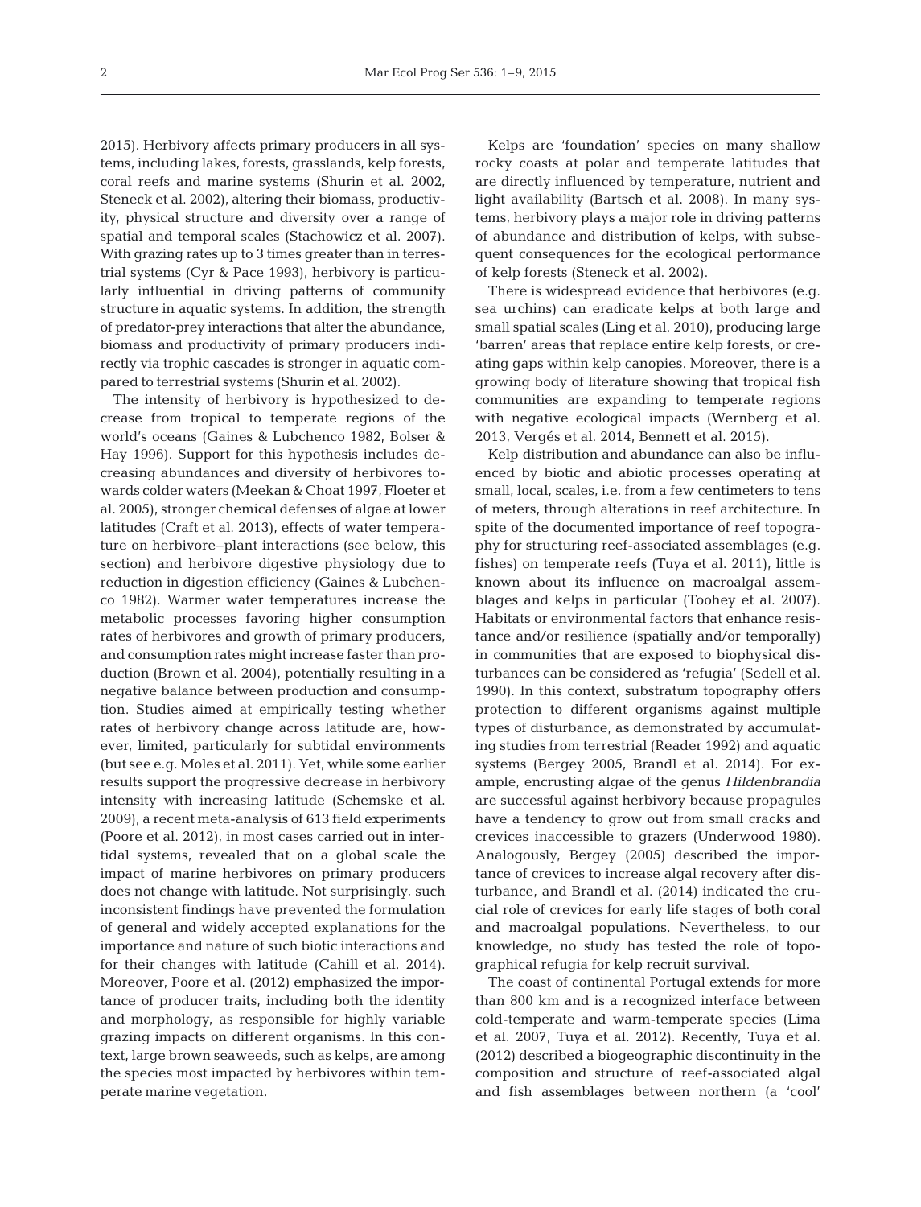2015). Herbivory affects primary producers in all systems, including lakes, forests, grasslands, kelp forests, coral reefs and marine systems (Shurin et al. 2002, Steneck et al. 2002), altering their biomass, productivity, physical structure and diversity over a range of spatial and temporal scales (Stachowicz et al. 2007). With grazing rates up to 3 times greater than in terrestrial systems (Cyr & Pace 1993), herbivory is particularly influential in driving patterns of community structure in aquatic systems. In addition, the strength of predator-prey interactions that alter the abundance, biomass and productivity of primary producers indirectly via trophic cascades is stronger in aquatic compared to terrestrial systems (Shurin et al. 2002).

The intensity of herbivory is hypothesized to decrease from tropical to temperate regions of the world's oceans (Gaines & Lubchenco 1982, Bolser & Hay 1996). Support for this hypothesis includes decreasing abundances and diversity of herbivores towards colder waters (Meekan & Choat 1997, Floeter et al. 2005), stronger chemical defenses of algae at lower latitudes (Craft et al. 2013), effects of water temperature on herbivore–plant interactions (see below, this section) and herbivore digestive physiology due to reduction in digestion efficiency (Gaines & Lubchenco 1982). Warmer water temperatures increase the metabolic processes favoring higher consumption rates of herbivores and growth of primary producers, and consumption rates might increase faster than production (Brown et al. 2004), potentially resulting in a negative balance between production and consumption. Studies aimed at empirically testing whether rates of herbivory change across latitude are, however, limited, particularly for subtidal environments (but see e.g. Moles et al. 2011). Yet, while some earlier results support the progressive decrease in herbivory intensity with increasing latitude (Schemske et al. 2009), a recent meta-analysis of 613 field experiments (Poore et al. 2012), in most cases carried out in intertidal systems, revealed that on a global scale the impact of marine herbivores on primary producers does not change with latitude. Not surprisingly, such inconsistent findings have prevented the formulation of general and widely accepted explanations for the importance and nature of such biotic interactions and for their changes with latitude (Cahill et al. 2014). Moreover, Poore et al. (2012) emphasized the importance of producer traits, including both the identity and morphology, as responsible for highly variable grazing impacts on different organisms. In this context, large brown seaweeds, such as kelps, are among the species most impacted by herbivores within temperate marine vegetation.

Kelps are 'foundation' species on many shallow rocky coasts at polar and temperate latitudes that are directly influenced by temperature, nutrient and light availability (Bartsch et al. 2008). In many systems, herbivory plays a major role in driving patterns of abundance and distribution of kelps, with subsequent consequences for the ecological performance of kelp forests (Steneck et al. 2002).

There is widespread evidence that herbivores (e.g. sea urchins) can eradicate kelps at both large and small spatial scales (Ling et al. 2010), producing large 'barren' areas that replace entire kelp forests, or creating gaps within kelp canopies. Moreover, there is a growing body of literature showing that tropical fish communities are expanding to temperate regions with negative ecological impacts (Wernberg et al. 2013, Vergés et al. 2014, Bennett et al. 2015).

Kelp distribution and abundance can also be influenced by biotic and abiotic processes operating at small, local, scales, i.e. from a few centimeters to tens of meters, through alterations in reef architecture. In spite of the documented importance of reef topography for structuring reef-associated assemblages (e.g. fishes) on temperate reefs (Tuya et al. 2011), little is known about its influence on macroalgal assemblages and kelps in particular (Toohey et al. 2007). Habitats or environmental factors that enhance resistance and/or resilience (spatially and/or temporally) in communities that are exposed to biophysical disturbances can be considered as 'refugia' (Sedell et al. 1990). In this context, substratum topography offers protection to different organisms against multiple types of disturbance, as demonstrated by accumulating studies from terrestrial (Reader 1992) and aquatic systems (Bergey 2005, Brandl et al. 2014). For example, encrusting algae of the genus *Hildenbrandia* are successful against herbivory because propagules have a tendency to grow out from small cracks and crevices inaccessible to grazers (Underwood 1980). Analogously, Bergey (2005) described the importance of crevices to increase algal recovery after disturbance, and Brandl et al. (2014) indicated the crucial role of crevices for early life stages of both coral and macroalgal populations. Nevertheless, to our knowledge, no study has tested the role of topographical refugia for kelp recruit survival.

The coast of continental Portugal extends for more than 800 km and is a recognized interface between cold-temperate and warm-temperate species (Lima et al. 2007, Tuya et al. 2012). Recently, Tuya et al. (2012) described a biogeographic discontinuity in the composition and structure of reef-associated algal and fish assemblages between northern (a 'cool'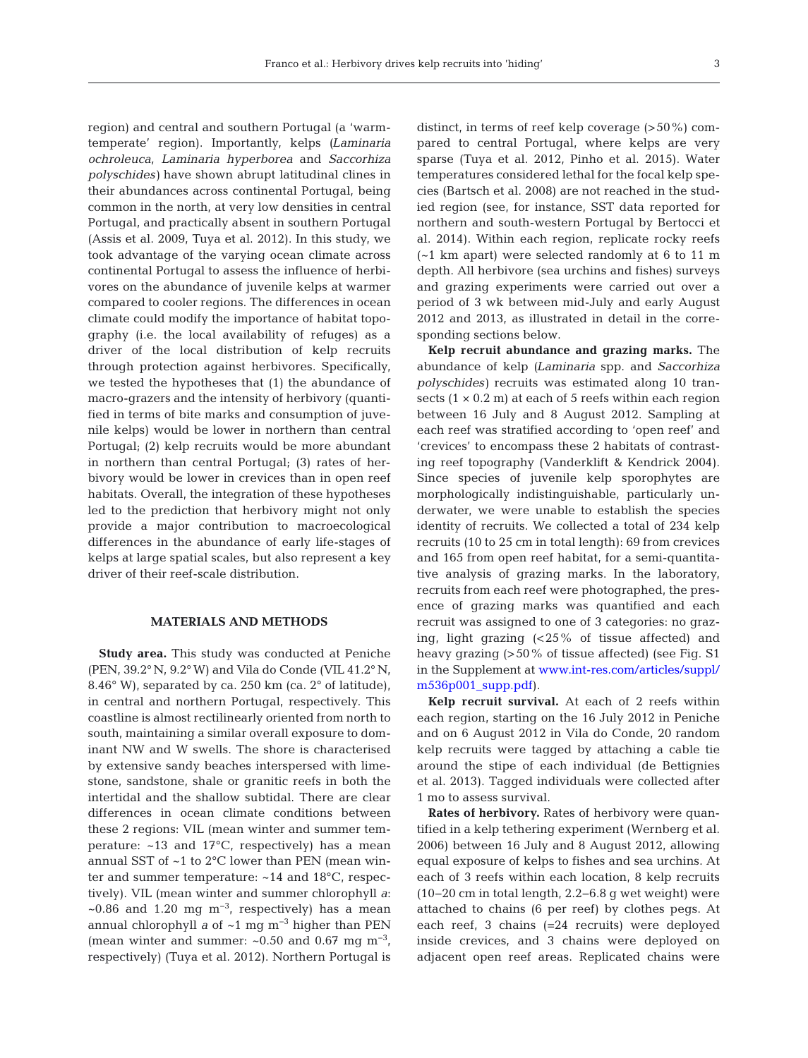region) and central and southern Portugal (a 'warm-temperate' region). Importantly, kelps (*Laminaria ochroleuca*, *Laminaria hyperborea* and *Saccorhiza polyschides*) have shown abrupt latitudinal clines in their abundances across continental Portugal, being common in the north, at very low densities in central Portugal, and practically absent in southern Portugal (Assis et al. 2009, Tuya et al. 2012). In this study, we took advantage of the varying ocean climate across continental Portugal to assess the influence of herbivores on the abundance of juvenile kelps at warmer compared to cooler regions. The differences in ocean climate could modify the importance of habitat topography (i.e. the local availability of refuges) as a driver of the local distribution of kelp recruits through protection against herbivores. Specifically, we tested the hypotheses that (1) the abundance of macro-grazers and the intensity of herbivory (quantified in terms of bite marks and consumption of juvenile kelps) would be lower in northern than central Portugal; (2) kelp recruits would be more abundant in northern than central Portugal; (3) rates of herbivory would be lower in crevices than in open reef habitats. Overall, the integration of these hypotheses led to the prediction that herbivory might not only provide a major contribution to macroecological differences in the abundance of early life-stages of kelps at large spatial scales, but also represent a key driver of their reef-scale distribution.

## MATERIALS AND METHODS

**Study area.** This study was conducted at Peniche (PEN, 39.2° N, 9.2° W) and Vila do Conde (VIL 41.2° N, 8.46° W), separated by ca. 250 km (ca. 2° of latitude), in central and northern Portugal, respectively. This coastline is almost rectilinearly oriented from north to south, maintaining a similar overall exposure to dominant NW and W swells. The shore is characterised by extensive sandy beaches interspersed with limestone, sandstone, shale or granitic reefs in both the intertidal and the shallow subtidal. There are clear differences in ocean climate conditions between these 2 regions: VIL (mean winter and summer temperature: ~13 and 17°C, respectively) has a mean annual SST of ~1 to 2°C lower than PEN (mean winter and summer temperature: ~14 and 18°C, respectively). VIL (mean winter and summer chlorophyll *a*: ~0.86 and 1.20 mg $m^{-3}$, respectively) has a mean annual chlorophyll *a* of ~1 mg $m^{-3}$ higher than PEN (mean winter and summer: ~0.50 and 0.67 mg $m^{-3}$, respectively) (Tuya et al. 2012). Northern Portugal is distinct, in terms of reef kelp coverage (>50%) compared to central Portugal, where kelps are very sparse (Tuya et al. 2012, Pinho et al. 2015). Water temperatures considered lethal for the focal kelp species (Bartsch et al. 2008) are not reached in the studied region (see, for instance, SST data reported for northern and south-western Portugal by Bertocci et al. 2014). Within each region, replicate rocky reefs (~1 km apart) were selected randomly at 6 to 11 m depth. All herbivore (sea urchins and fishes) surveys and grazing experiments were carried out over a period of 3 wk between mid-July and early August 2012 and 2013, as illustrated in detail in the corresponding sections below.

**Kelp recruit abundance and grazing marks.** The abundance of kelp (*Laminaria* spp. and *Saccorhiza polyschides*) recruits was estimated along 10 transects (1 × 0.2 m) at each of 5 reefs within each region between 16 July and 8 August 2012. Sampling at each reef was stratified according to 'open reef' and 'crevices' to encompass these 2 habitats of contrasting reef topography (Vanderklift & Kendrick 2004). Since species of juvenile kelp sporophytes are morphologically indistinguishable, particularly underwater, we were unable to establish the species identity of recruits. We collected a total of 234 kelp recruits (10 to 25 cm in total length): 69 from crevices and 165 from open reef habitat, for a semi-quantitative analysis of grazing marks. In the laboratory, recruits from each reef were photographed, the presence of grazing marks was quantified and each recruit was assigned to one of 3 categories: no grazing, light grazing (<25% of tissue affected) and heavy grazing (>50% of tissue affected) (see Fig. S1 in the Supplement at www.int-res.com/articles/suppl/m536p001_supp.pdf).

**Kelp recruit survival.** At each of 2 reefs within each region, starting on the 16 July 2012 in Peniche and on 6 August 2012 in Vila do Conde, 20 random kelp recruits were tagged by attaching a cable tie around the stipe of each individual (de Bettignies et al. 2013). Tagged individuals were collected after 1 mo to assess survival.

**Rates of herbivory.** Rates of herbivory were quantified in a kelp tethering experiment (Wernberg et al. 2006) between 16 July and 8 August 2012, allowing equal exposure of kelps to fishes and sea urchins. At each of 3 reefs within each location, 8 kelp recruits (10–20 cm in total length, 2.2–6.8 g wet weight) were attached to chains (6 per reef) by clothes pegs. At each reef, 3 chains (=24 recruits) were deployed inside crevices, and 3 chains were deployed on adjacent open reef areas. Replicated chains were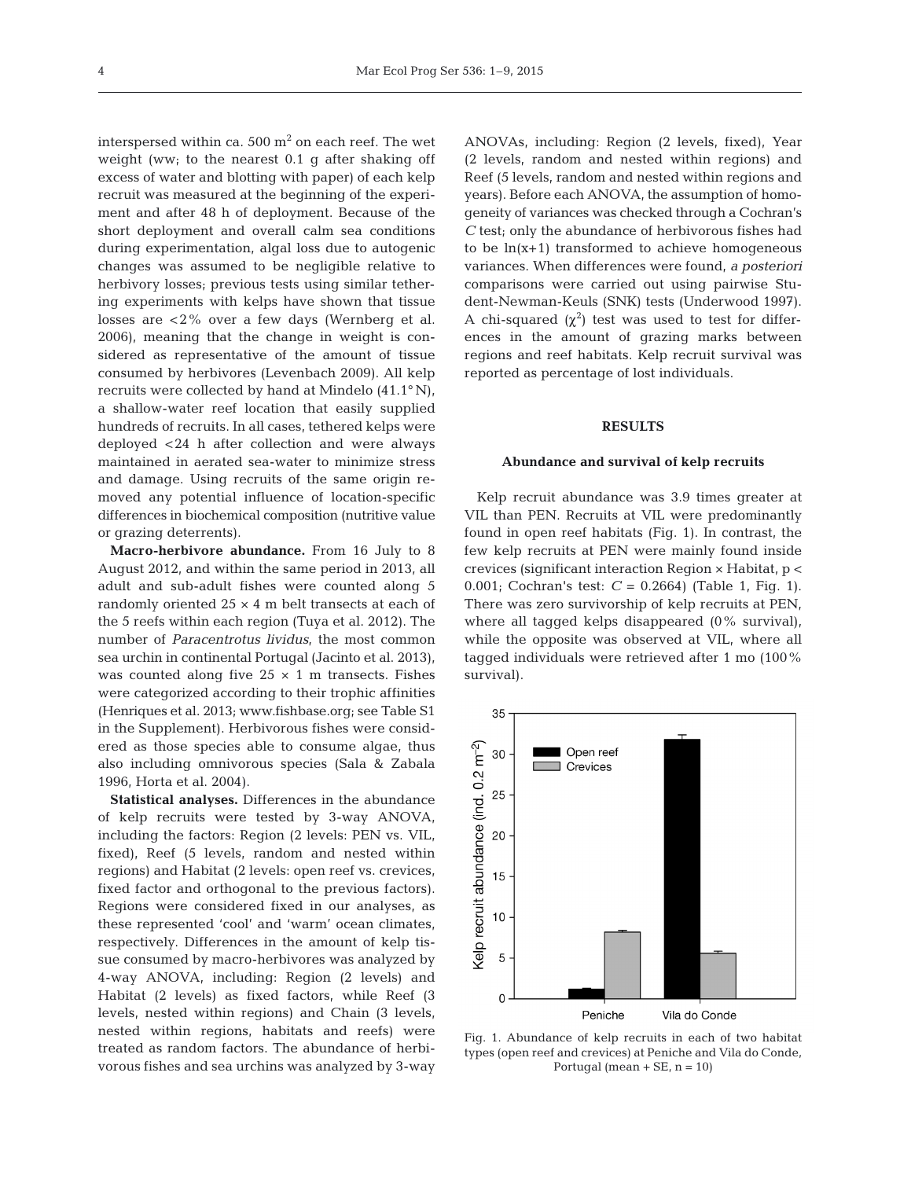interspersed within ca. 500 $m^2$ on each reef. The wet weight (ww; to the nearest 0.1 g after shaking off excess of water and blotting with paper) of each kelp recruit was measured at the beginning of the experiment and after 48 h of deployment. Because of the short deployment and overall calm sea conditions during experimentation, algal loss due to autogenic changes was assumed to be negligible relative to herbivory losses; previous tests using similar tethering experiments with kelps have shown that tissue losses are <2% over a few days (Wernberg et al. 2006), meaning that the change in weight is considered as representative of the amount of tissue consumed by herbivores (Levenbach 2009). All kelp recruits were collected by hand at Mindelo (41.1° N), a shallow-water reef location that easily supplied hundreds of recruits. In all cases, tethered kelps were deployed <24 h after collection and were always maintained in aerated sea-water to minimize stress and damage. Using recruits of the same origin removed any potential influence of location-specific differences in biochemical composition (nutritive value or grazing deterrents).

**Macro-herbivore abundance.** From 16 July to 8 August 2012, and within the same period in 2013, all adult and sub-adult fishes were counted along 5 randomly oriented 25 × 4 m belt transects at each of the 5 reefs within each region (Tuya et al. 2012). The number of *Paracentrotus lividus*, the most common sea urchin in continental Portugal (Jacinto et al. 2013), was counted along five 25 × 1 m transects. Fishes were categorized according to their trophic affinities (Henriques et al. 2013; www.fishbase.org; see Table S1 in the Supplement). Herbivorous fishes were considered as those species able to consume algae, thus also including omnivorous species (Sala & Zabala 1996, Horta et al. 2004).

**Statistical analyses.** Differences in the abundance of kelp recruits were tested by 3-way ANOVA, including the factors: Region (2 levels: PEN vs. VIL, fixed), Reef (5 levels, random and nested within regions) and Habitat (2 levels: open reef vs. crevices, fixed factor and orthogonal to the previous factors). Regions were considered fixed in our analyses, as these represented 'cool' and 'warm' ocean climates, respectively. Differences in the amount of kelp tissue consumed by macro-herbivores was analyzed by 4-way ANOVA, including: Region (2 levels) and Habitat (2 levels) as fixed factors, while Reef (3 levels, nested within regions) and Chain (3 levels, nested within regions, habitats and reefs) were treated as random factors. The abundance of herbivorous fishes and sea urchins was analyzed by 3-way ANOVAs, including: Region (2 levels, fixed), Year (2 levels, random and nested within regions) and Reef (5 levels, random and nested within regions and years). Before each ANOVA, the assumption of homogeneity of variances was checked through a Cochran's *C* test; only the abundance of herbivorous fishes had to be ln(x+1) transformed to achieve homogeneous variances. When differences were found, *a posteriori* comparisons were carried out using pairwise Student-Newman-Keuls (SNK) tests (Underwood 1997). A chi-squared ($\chi^2$) test was used to test for differences in the amount of grazing marks between regions and reef habitats. Kelp recruit survival was reported as percentage of lost individuals.

## RESULTS

### Abundance and survival of kelp recruits

Kelp recruit abundance was 3.9 times greater at VIL than PEN. Recruits at VIL were predominantly found in open reef habitats (Fig. 1). In contrast, the few kelp recruits at PEN were mainly found inside crevices (significant interaction Region × Habitat, $p < 0.001$; Cochran's test: $C = 0.2664$) (Table 1, Fig. 1). There was zero survivorship of kelp recruits at PEN, where all tagged kelps disappeared (0% survival), while the opposite was observed at VIL, where all tagged individuals were retrieved after 1 mo (100% survival).

Fig. 1. Abundance of kelp recruits in each of two habitat types (open reef and crevices) at Peniche and Vila do Conde, Portugal (mean + SE, n = 10)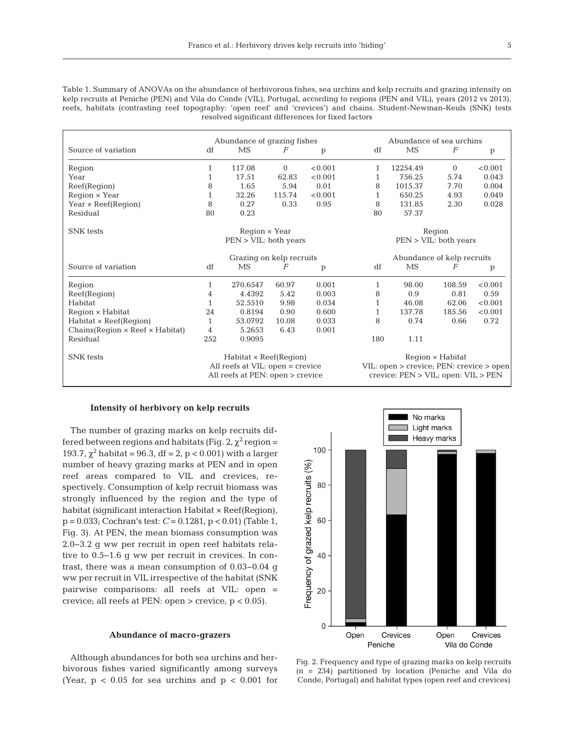Table 1. Summary of ANOVAs on the abundance of herbivorous fishes, sea urchins and kelp recruits and grazing intensity on kelp recruits at Peniche (PEN) and Vila do Conde (VIL), Portugal, according to regions (PEN and VIL), years (2012 vs 2013), reefs, habitats (contrasting reef topography: 'open reef' and 'crevices') and chains. Student-Newman-Keuls (SNK) tests resolved significant differences for fixed factors

| | Abundance of grazing fishes | | | | Abundance of sea urchins | | | |
|---|---|---|---|---|---|---|---|---|
| Source of variation | df | MS | *F* | p | df | MS | *F* | p |
| Region | 1 | 117.08 | 0 | <0.001 | 1 | 12254.49 | 0 | <0.001 |
| Year | 1 | 17.51 | 62.83 | <0.001 | 1 | 756.25 | 5.74 | 0.043 |
| Reef(Region) | 8 | 1.65 | 5.94 | 0.01 | 8 | 1015.37 | 7.70 | 0.004 |
| Region × Year | 1 | 32.26 | 115.74 | <0.001 | 1 | 650.25 | 4.93 | 0.049 |
| Year × Reef(Region) | 8 | 0.27 | 0.33 | 0.95 | 8 | 131.85 | 2.30 | 0.028 |
| Residual | 80 | 0.23 | | | 80 | 57.37 | | |
| SNK tests | Region × Year PEN > VIL: both years | | | | Region PEN > VIL: both years | | | |
| | Grazing on kelp recruits | | | | Abundance of kelp recruits | | | |
| Source of variation | df | MS | *F* | p | df | MS | *F* | p |
| Region | 1 | 270.6547 | 60.97 | 0.001 | 1 | 98.00 | 108.59 | <0.001 |
| Reef(Region) | 4 | 4.4392 | 5.42 | 0.003 | 8 | 0.9 | 0.81 | 0.59 |
| Habitat | 1 | 52.5510 | 9.98 | 0.034 | 1 | 46.08 | 62.06 | <0.001 |
| Region × Habitat | 24 | 0.8194 | 0.90 | 0.600 | 1 | 137.78 | 185.56 | <0.001 |
| Habitat × Reef(Region) | 1 | 53.0792 | 10.08 | 0.033 | 8 | 0.74 | 0.66 | 0.72 |
| Chains(Region × Reef × Habitat) | 4 | 5.2653 | 6.43 | 0.001 | | | | |
| Residual | 252 | 0.9095 | | | 180 | 1.11 | | |
| SNK tests | Habitat × Reef(Region) All reefs at VIL: open = crevice All reefs at PEN: open > crevice | | | | Region × Habitat VIL: open > crevice; PEN: crevice > open crevice: PEN > VIL; open: VIL > PEN | | | |

### Intensity of herbivory on kelp recruits

The number of grazing marks on kelp recruits differed between regions and habitats (Fig. 2, $\chi^2$ region = 193.7, $\chi^2$ habitat = 96.3, df = 2, $p < 0.001$) with a larger number of heavy grazing marks at PEN and in open reef areas compared to VIL and crevices, respectively. Consumption of kelp recruit biomass was strongly influenced by the region and the type of habitat (significant interaction Habitat × Reef(Region), $p = 0.033$; Cochran's test: $C = 0.1281$, $p < 0.01$) (Table 1, Fig. 3). At PEN, the mean biomass consumption was 2.0–3.2 g ww per recruit in open reef habitats relative to 0.5–1.6 g ww per recruit in crevices. In contrast, there was a mean consumption of 0.03–0.04 g ww per recruit in VIL irrespective of the habitat (SNK pairwise comparisons: all reefs at VIL: open = crevice; all reefs at PEN: open > crevice, $p < 0.05$).

### Abundance of macro-grazers

Although abundances for both sea urchins and herbivorous fishes varied significantly among surveys (Year, $p < 0.05$ for sea urchins and $p < 0.001$ for

Fig. 2. Frequency and type of grazing marks on kelp recruits (n = 234) partitioned by location (Peniche and Vila do Conde, Portugal) and habitat types (open reef and crevices)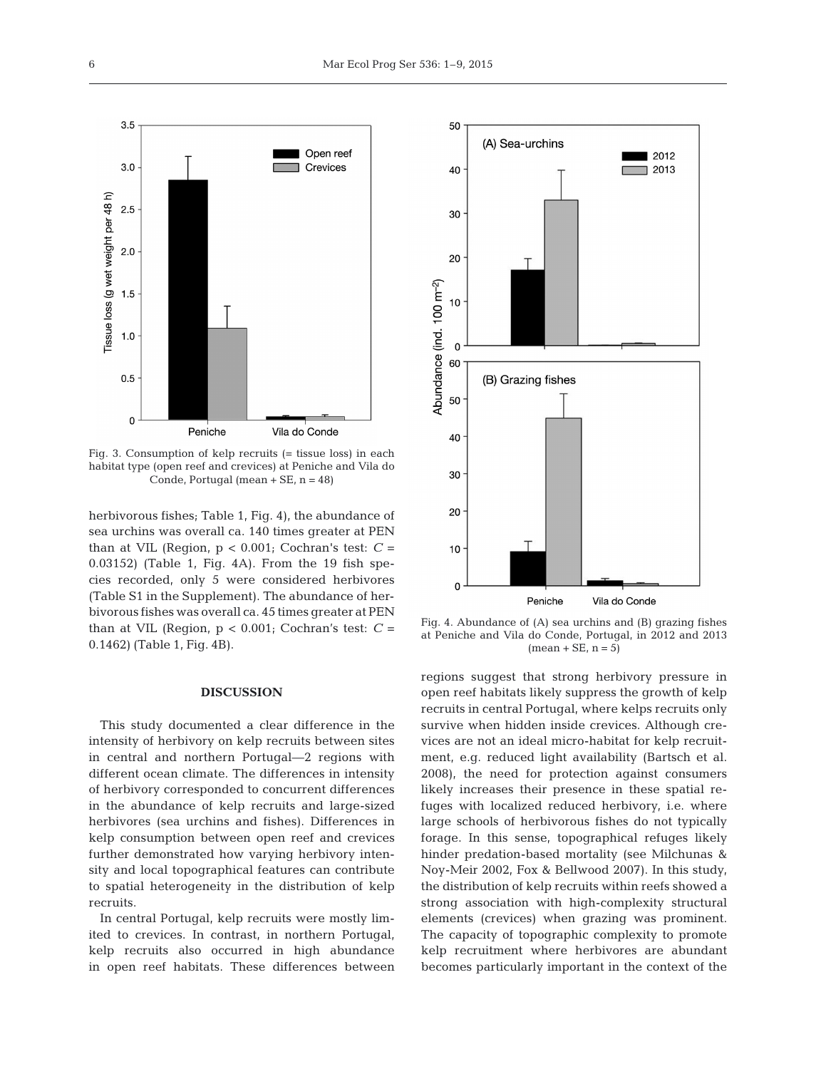Fig. 3. Consumption of kelp recruits (= tissue loss) in each habitat type (open reef and crevices) at Peniche and Vila do Conde, Portugal (mean + SE, n = 48)

herbivorous fishes; Table 1, Fig. 4), the abundance of sea urchins was overall ca. 140 times greater at PEN than at VIL (Region, $p < 0.001$; Cochran's test: $C = 0.03152$) (Table 1, Fig. 4A). From the 19 fish species recorded, only 5 were considered herbivores (Table S1 in the Supplement). The abundance of herbivorous fishes was overall ca. 45 times greater at PEN than at VIL (Region, $p < 0.001$; Cochran's test: $C = 0.1462$) (Table 1, Fig. 4B).

Fig. 4. Abundance of (A) sea urchins and (B) grazing fishes at Peniche and Vila do Conde, Portugal, in 2012 and 2013 (mean + SE, n = 5)

## DISCUSSION

This study documented a clear difference in the intensity of herbivory on kelp recruits between sites in central and northern Portugal—2 regions with different ocean climate. The differences in intensity of herbivory corresponded to concurrent differences in the abundance of kelp recruits and large-sized herbivores (sea urchins and fishes). Differences in kelp consumption between open reef and crevices further demonstrated how varying herbivory intensity and local topographical features can contribute to spatial heterogeneity in the distribution of kelp recruits.

In central Portugal, kelp recruits were mostly limited to crevices. In contrast, in northern Portugal, kelp recruits also occurred in high abundance in open reef habitats. These differences between regions suggest that strong herbivory pressure in open reef habitats likely suppress the growth of kelp recruits in central Portugal, where kelps recruits only survive when hidden inside crevices. Although crevices are not an ideal micro-habitat for kelp recruitment, e.g. reduced light availability (Bartsch et al. 2008), the need for protection against consumers likely increases their presence in these spatial refuges with localized reduced herbivory, i.e. where large schools of herbivorous fishes do not typically forage. In this sense, topographical refuges likely hinder predation-based mortality (see Milchunas & Noy-Meir 2002, Fox & Bellwood 2007). In this study, the distribution of kelp recruits within reefs showed a strong association with high-complexity structural elements (crevices) when grazing was prominent. The capacity of topographic complexity to promote kelp recruitment where herbivores are abundant becomes particularly important in the context of the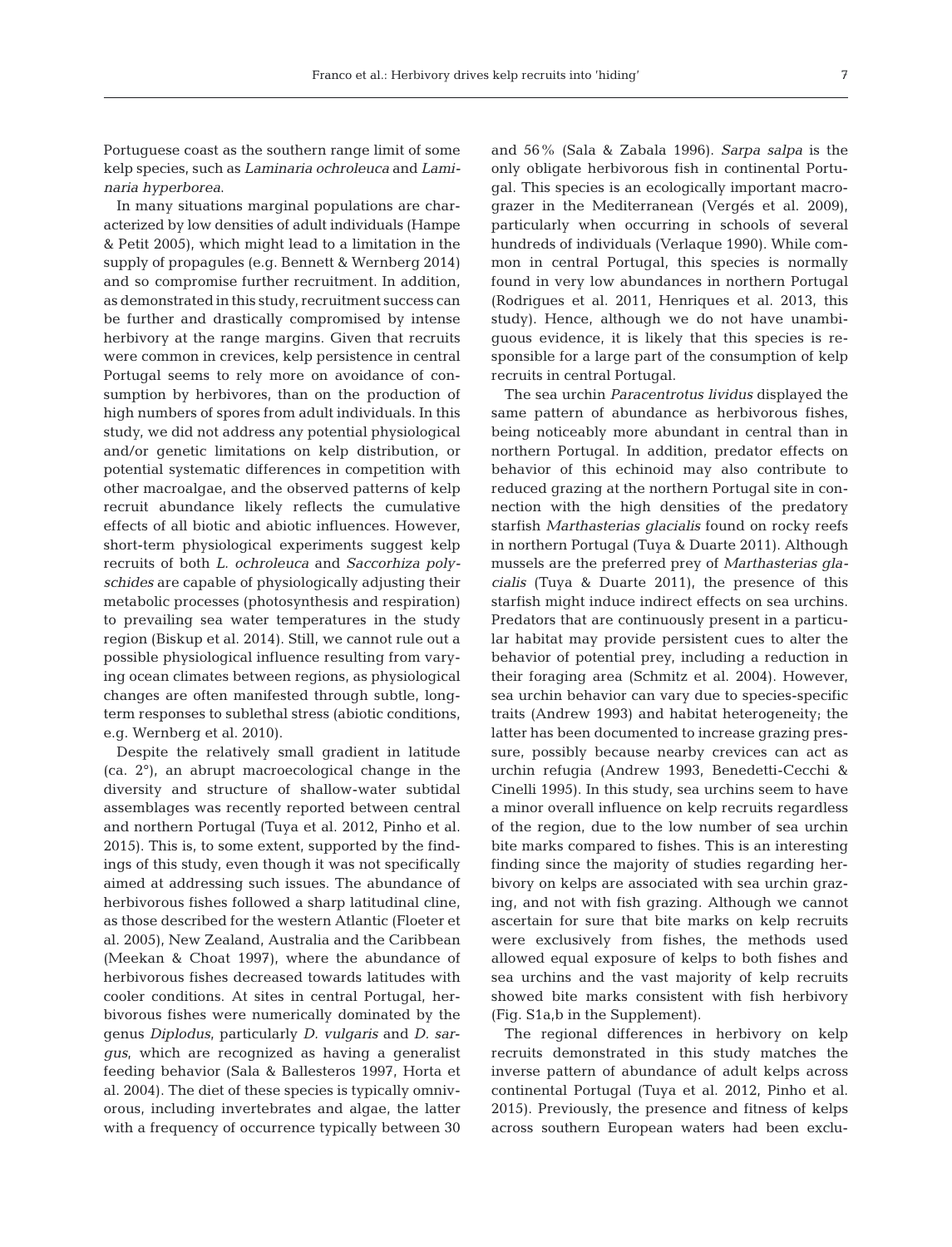Portuguese coast as the southern range limit of some kelp species, such as *Laminaria ochroleuca* and *Laminaria hyperborea*.

In many situations marginal populations are characterized by low densities of adult individuals (Hampe & Petit 2005), which might lead to a limitation in the supply of propagules (e.g. Bennett & Wernberg 2014) and so compromise further recruitment. In addition, as demonstrated in this study, recruitment success can be further and drastically compromised by intense herbivory at the range margins. Given that recruits were common in crevices, kelp persistence in central Portugal seems to rely more on avoidance of consumption by herbivores, than on the production of high numbers of spores from adult individuals. In this study, we did not address any potential physiological and/or genetic limitations on kelp distribution, or potential systematic differences in competition with other macroalgae, and the observed patterns of kelp recruit abundance likely reflects the cumulative effects of all biotic and abiotic influences. However, short-term physiological experiments suggest kelp recruits of both *L. ochroleuca* and *Saccorhiza polyschides* are capable of physiologically adjusting their metabolic processes (photosynthesis and respiration) to prevailing sea water temperatures in the study region (Biskup et al. 2014). Still, we cannot rule out a possible physiological influence resulting from varying ocean climates between regions, as physiological changes are often manifested through subtle, long-term responses to sublethal stress (abiotic conditions, e.g. Wernberg et al. 2010).

Despite the relatively small gradient in latitude (ca. 2°), an abrupt macroecological change in the diversity and structure of shallow-water subtidal assemblages was recently reported between central and northern Portugal (Tuya et al. 2012, Pinho et al. 2015). This is, to some extent, supported by the findings of this study, even though it was not specifically aimed at addressing such issues. The abundance of herbivorous fishes followed a sharp latitudinal cline, as those described for the western Atlantic (Floeter et al. 2005), New Zealand, Australia and the Caribbean (Meekan & Choat 1997), where the abundance of herbivorous fishes decreased towards latitudes with cooler conditions. At sites in central Portugal, herbivorous fishes were numerically dominated by the genus *Diplodus*, particularly *D. vulgaris* and *D. sargus*, which are recognized as having a generalist feeding behavior (Sala & Ballesteros 1997, Horta et al. 2004). The diet of these species is typically omnivorous, including invertebrates and algae, the latter with a frequency of occurrence typically between 30 and 56% (Sala & Zabala 1996). *Sarpa salpa* is the only obligate herbivorous fish in continental Portugal. This species is an ecologically important macrograzer in the Mediterranean (Vergés et al. 2009), particularly when occurring in schools of several hundreds of individuals (Verlaque 1990). While common in central Portugal, this species is normally found in very low abundances in northern Portugal (Rodrigues et al. 2011, Henriques et al. 2013, this study). Hence, although we do not have unambiguous evidence, it is likely that this species is responsible for a large part of the consumption of kelp recruits in central Portugal.

The sea urchin *Paracentrotus lividus* displayed the same pattern of abundance as herbivorous fishes, being noticeably more abundant in central than in northern Portugal. In addition, predator effects on behavior of this echinoid may also contribute to reduced grazing at the northern Portugal site in connection with the high densities of the predatory starfish *Marthasterias glacialis* found on rocky reefs in northern Portugal (Tuya & Duarte 2011). Although mussels are the preferred prey of *Marthasterias glacialis* (Tuya & Duarte 2011), the presence of this starfish might induce indirect effects on sea urchins. Predators that are continuously present in a particular habitat may provide persistent cues to alter the behavior of potential prey, including a reduction in their foraging area (Schmitz et al. 2004). However, sea urchin behavior can vary due to species-specific traits (Andrew 1993) and habitat heterogeneity; the latter has been documented to increase grazing pressure, possibly because nearby crevices can act as urchin refugia (Andrew 1993, Benedetti-Cecchi & Cinelli 1995). In this study, sea urchins seem to have a minor overall influence on kelp recruits regardless of the region, due to the low number of sea urchin bite marks compared to fishes. This is an interesting finding since the majority of studies regarding herbivory on kelps are associated with sea urchin grazing, and not with fish grazing. Although we cannot ascertain for sure that bite marks on kelp recruits were exclusively from fishes, the methods used allowed equal exposure of kelps to both fishes and sea urchins and the vast majority of kelp recruits showed bite marks consistent with fish herbivory (Fig. S1a,b in the Supplement).

The regional differences in herbivory on kelp recruits demonstrated in this study matches the inverse pattern of abundance of adult kelps across continental Portugal (Tuya et al. 2012, Pinho et al. 2015). Previously, the presence and fitness of kelps across southern European waters had been exclu-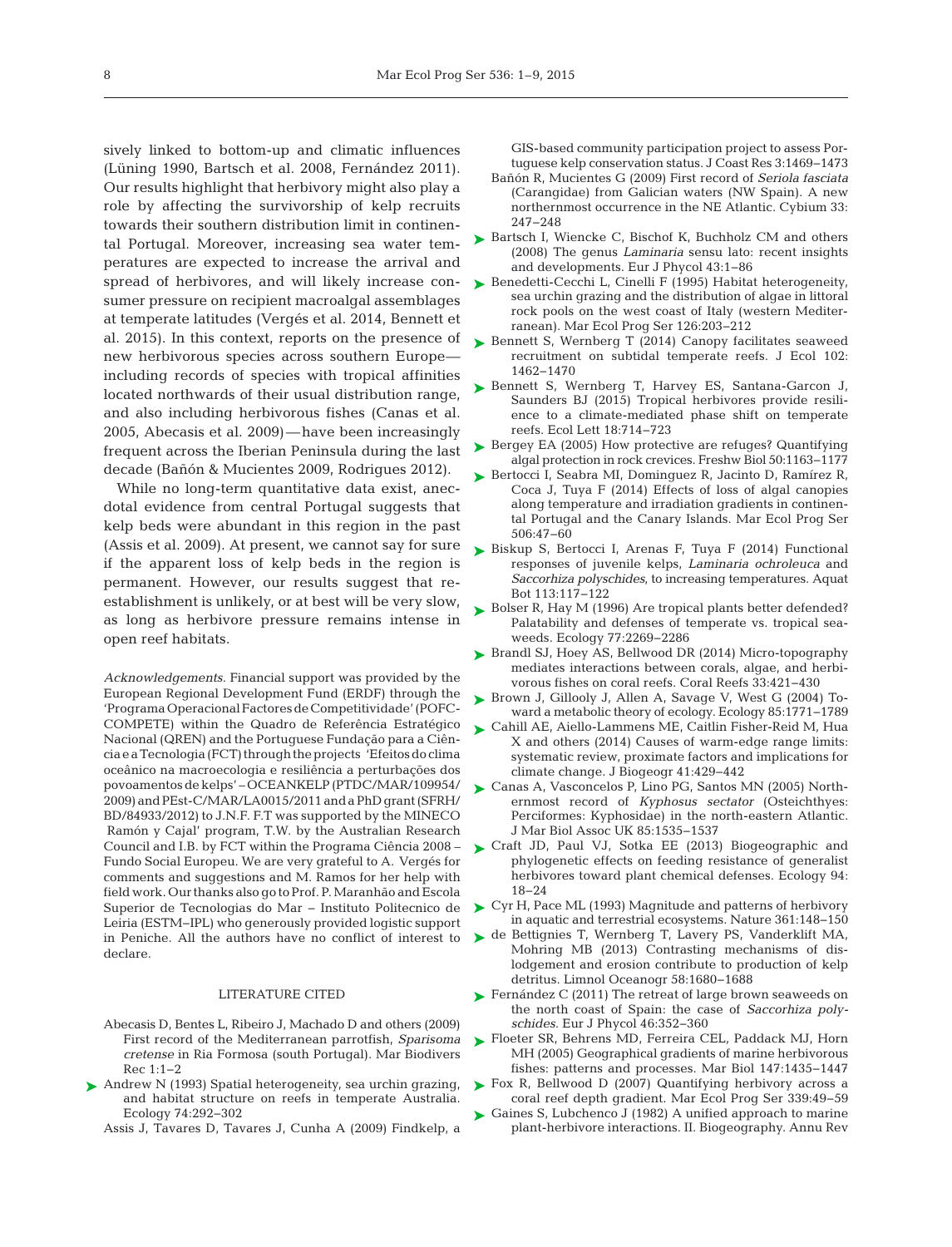sively linked to bottom-up and climatic influences (Lüning 1990, Bartsch et al. 2008, Fernández 2011). Our results highlight that herbivory might also play a role by affecting the survivorship of kelp recruits towards their southern distribution limit in continental Portugal. Moreover, increasing sea water temperatures are expected to increase the arrival and spread of herbivores, and will likely increase consumer pressure on recipient macroalgal assemblages at temperate latitudes (Vergés et al. 2014, Bennett et al. 2015). In this context, reports on the presence of new herbivorous species across southern Europe—including records of species with tropical affinities located northwards of their usual distribution range, and also including herbivorous fishes (Canas et al. 2005, Abecasis et al. 2009)—have been increasingly frequent across the Iberian Peninsula during the last decade (Bañón & Mucientes 2009, Rodrigues 2012).

While no long-term quantitative data exist, anecdotal evidence from central Portugal suggests that kelp beds were abundant in this region in the past (Assis et al. 2009). At present, we cannot say for sure if the apparent loss of kelp beds in the region is permanent. However, our results suggest that re-establishment is unlikely, or at best will be very slow, as long as herbivore pressure remains intense in open reef habitats.

*Acknowledgements*. Financial support was provided by the European Regional Development Fund (ERDF) through the 'Programa Operacional Factores de Competitividade' (POFC-COMPETE) within the Quadro de Referência Estratégico Nacional (QREN) and the Portuguese Fundação para a Ciência e a Tecnologia (FCT) through the projects 'Efeitos do clima oceânico na macroecologia e resiliência a perturbações dos povoamentos de kelps' – OCEANKELP (PTDC/MAR/109954/2009) and PEst-C/MAR/LA0015/2011 and a PhD grant (SFRH/BD/84933/2012) to J.N.F. F.T was supported by the MINECO 'Ramón y Cajal' program, T.W. by the Australian Research Council and I.B. by FCT within the Programa Ciência 2008 – Fundo Social Europeu. We are very grateful to A. Vergés for comments and suggestions and M. Ramos for her help with field work. Our thanks also go to Prof. P. Maranhão and Escola Superior de Tecnologias do Mar – Instituto Politecnico de Leiria (ESTM–IPL) who generously provided logistic support in Peniche. All the authors have no conflict of interest to declare.

## LITERATURE CITED

- Abecasis D, Bentes L, Ribeiro J, Machado D and others (2009) First record of the Mediterranean parrotfish, *Sparisoma cretense* in Ria Formosa (south Portugal). Mar Biodivers Rec 1:1–2
- Andrew N (1993) Spatial heterogeneity, sea urchin grazing, and habitat structure on reefs in temperate Australia. Ecology 74:292–302
- Assis J, Tavares D, Tavares J, Cunha A (2009) Findkelp, a GIS-based community participation project to assess Portuguese kelp conservation status. J Coast Res 3:1469–1473
- Bañón R, Mucientes G (2009) First record of *Seriola fasciata* (Carangidae) from Galician waters (NW Spain). A new northernmost occurrence in the NE Atlantic. Cybium 33: 247–248
- Bartsch I, Wiencke C, Bischof K, Buchholz CM and others (2008) The genus *Laminaria* sensu lato: recent insights and developments. Eur J Phycol 43:1–86
- Benedetti-Cecchi L, Cinelli F (1995) Habitat heterogeneity, sea urchin grazing and the distribution of algae in littoral rock pools on the west coast of Italy (western Mediterranean). Mar Ecol Prog Ser 126:203–212
- Bennett S, Wernberg T (2014) Canopy facilitates seaweed recruitment on subtidal temperate reefs. J Ecol 102: 1462–1470
- Bennett S, Wernberg T, Harvey ES, Santana-Garcon J, Saunders BJ (2015) Tropical herbivores provide resilience to a climate-mediated phase shift on temperate reefs. Ecol Lett 18:714–723
- Bergey EA (2005) How protective are refuges? Quantifying algal protection in rock crevices. Freshw Biol 50:1163–1177
- Bertocci I, Seabra MI, Dominguez R, Jacinto D, Ramírez R, Coca J, Tuya F (2014) Effects of loss of algal canopies along temperature and irradiation gradients in continental Portugal and the Canary Islands. Mar Ecol Prog Ser 506:47–60
- Biskup S, Bertocci I, Arenas F, Tuya F (2014) Functional responses of juvenile kelps, *Laminaria ochroleuca* and *Saccorhiza polyschides*, to increasing temperatures. Aquat Bot 113:117–122
- Bolser R, Hay M (1996) Are tropical plants better defended? Palatability and defenses of temperate vs. tropical seaweeds. Ecology 77:2269–2286
- Brandl SJ, Hoey AS, Bellwood DR (2014) Micro-topography mediates interactions between corals, algae, and herbivorous fishes on coral reefs. Coral Reefs 33:421–430
- Brown J, Gillooly J, Allen A, Savage V, West G (2004) Toward a metabolic theory of ecology. Ecology 85:1771–1789
- Cahill AE, Aiello-Lammens ME, Caitlin Fisher-Reid M, Hua X and others (2014) Causes of warm-edge range limits: systematic review, proximate factors and implications for climate change. J Biogeogr 41:429–442
- Canas A, Vasconcelos P, Lino PG, Santos MN (2005) Northernmost record of *Kyphosus sectator* (Osteichthyes: Perciformes: Kyphosidae) in the north-eastern Atlantic. J Mar Biol Assoc UK 85:1535–1537
- Craft JD, Paul VJ, Sotka EE (2013) Biogeographic and phylogenetic effects on feeding resistance of generalist herbivores toward plant chemical defenses. Ecology 94: 18–24
- Cyr H, Pace ML (1993) Magnitude and patterns of herbivory in aquatic and terrestrial ecosystems. Nature 361:148–150
- de Bettignies T, Wernberg T, Lavery PS, Vanderklift MA, Mohring MB (2013) Contrasting mechanisms of dislodgement and erosion contribute to production of kelp detritus. Limnol Oceanogr 58:1680–1688
- Fernández C (2011) The retreat of large brown seaweeds on the north coast of Spain: the case of *Saccorhiza polyschides.* Eur J Phycol 46:352–360
- Floeter SR, Behrens MD, Ferreira CEL, Paddack MJ, Horn MH (2005) Geographical gradients of marine herbivorous fishes: patterns and processes. Mar Biol 147:1435–1447
- Fox R, Bellwood D (2007) Quantifying herbivory across a coral reef depth gradient. Mar Ecol Prog Ser 339:49–59
- Gaines S, Lubchenco J (1982) A unified approach to marine plant-herbivore interactions. II. Biogeography. Annu Rev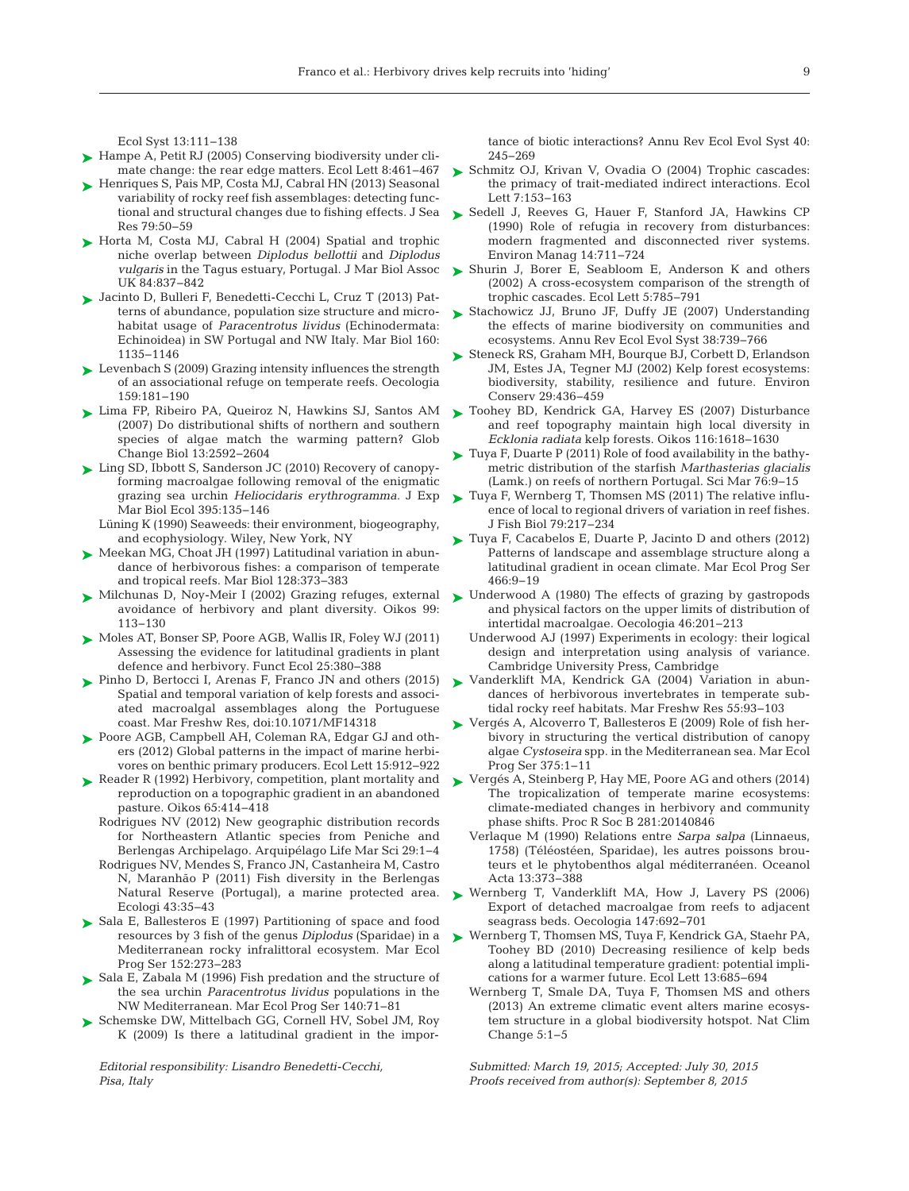Ecol Syst 13:111–138

Hampe A, Petit RJ (2005) Conserving biodiversity under climate change: the rear edge matters. Ecol Lett 8:461–467

Henriques S, Pais MP, Costa MJ, Cabral HN (2013) Seasonal variability of rocky reef fish assemblages: detecting functional and structural changes due to fishing effects. J Sea Res 79:50–59

Horta M, Costa MJ, Cabral H (2004) Spatial and trophic niche overlap between *Diplodus bellottii* and *Diplodus vulgaris* in the Tagus estuary, Portugal. J Mar Biol Assoc UK 84:837–842

Jacinto D, Bulleri F, Benedetti-Cecchi L, Cruz T (2013) Patterns of abundance, population size structure and microhabitat usage of *Paracentrotus lividus* (Echinodermata: Echinoidea) in SW Portugal and NW Italy. Mar Biol 160: 1135–1146

Levenbach S (2009) Grazing intensity influences the strength of an associational refuge on temperate reefs. Oecologia 159:181–190

Lima FP, Ribeiro PA, Queiroz N, Hawkins SJ, Santos AM (2007) Do distributional shifts of northern and southern species of algae match the warming pattern? Glob Change Biol 13:2592–2604

Ling SD, Ibbott S, Sanderson JC (2010) Recovery of canopy-forming macroalgae following removal of the enigmatic grazing sea urchin *Heliocidaris erythrogramma.* J Exp Mar Biol Ecol 395:135–146

Lüning K (1990) Seaweeds: their environment, biogeography, and ecophysiology. Wiley, New York, NY

Meekan MG, Choat JH (1997) Latitudinal variation in abundance of herbivorous fishes: a comparison of temperate and tropical reefs. Mar Biol 128:373–383

Milchunas D, Noy-Meir I (2002) Grazing refuges, external avoidance of herbivory and plant diversity. Oikos 99: 113–130

Moles AT, Bonser SP, Poore AGB, Wallis IR, Foley WJ (2011) Assessing the evidence for latitudinal gradients in plant defence and herbivory. Funct Ecol 25:380–388

Pinho D, Bertocci I, Arenas F, Franco JN and others (2015) Spatial and temporal variation of kelp forests and associated macroalgal assemblages along the Portuguese coast. Mar Freshw Res, doi:10.1071/MF14318

Poore AGB, Campbell AH, Coleman RA, Edgar GJ and others (2012) Global patterns in the impact of marine herbivores on benthic primary producers. Ecol Lett 15:912–922

Reader R (1992) Herbivory, competition, plant mortality and reproduction on a topographic gradient in an abandoned pasture. Oikos 65:414–418

Rodrigues NV (2012) New geographic distribution records for Northeastern Atlantic species from Peniche and Berlengas Archipelago. Arquipélago Life Mar Sci 29:1–4

Rodrigues NV, Mendes S, Franco JN, Castanheira M, Castro N, Maranhão P (2011) Fish diversity in the Berlengas Natural Reserve (Portugal), a marine protected area. Ecologi 43:35–43

Sala E, Ballesteros E (1997) Partitioning of space and food resources by 3 fish of the genus *Diplodus* (Sparidae) in a Mediterranean rocky infralittoral ecosystem. Mar Ecol Prog Ser 152:273–283

Sala E, Zabala M (1996) Fish predation and the structure of the sea urchin *Paracentrotus lividus* populations in the NW Mediterranean. Mar Ecol Prog Ser 140:71–81

Schemske DW, Mittelbach GG, Cornell HV, Sobel JM, Roy K (2009) Is there a latitudinal gradient in the importance of biotic interactions? Annu Rev Ecol Evol Syst 40: 245–269

Schmitz OJ, Krivan V, Ovadia O (2004) Trophic cascades: the primacy of trait-mediated indirect interactions. Ecol Lett 7:153–163

Sedell J, Reeves G, Hauer F, Stanford JA, Hawkins CP (1990) Role of refugia in recovery from disturbances: modern fragmented and disconnected river systems. Environ Manag 14:711–724

Shurin J, Borer E, Seabloom E, Anderson K and others (2002) A cross-ecosystem comparison of the strength of trophic cascades. Ecol Lett 5:785–791

Stachowicz JJ, Bruno JF, Duffy JE (2007) Understanding the effects of marine biodiversity on communities and ecosystems. Annu Rev Ecol Evol Syst 38:739–766

Steneck RS, Graham MH, Bourque BJ, Corbett D, Erlandson JM, Estes JA, Tegner MJ (2002) Kelp forest ecosystems: biodiversity, stability, resilience and future. Environ Conserv 29:436–459

Toohey BD, Kendrick GA, Harvey ES (2007) Disturbance and reef topography maintain high local diversity in *Ecklonia radiata* kelp forests. Oikos 116:1618–1630

Tuya F, Duarte P (2011) Role of food availability in the bathymetric distribution of the starfish *Marthasterias glacialis* (Lamk.) on reefs of northern Portugal. Sci Mar 76:9–15

Tuya F, Wernberg T, Thomsen MS (2011) The relative influence of local to regional drivers of variation in reef fishes. J Fish Biol 79:217–234

Tuya F, Cacabelos E, Duarte P, Jacinto D and others (2012) Patterns of landscape and assemblage structure along a latitudinal gradient in ocean climate. Mar Ecol Prog Ser 466:9–19

Underwood A (1980) The effects of grazing by gastropods and physical factors on the upper limits of distribution of intertidal macroalgae. Oecologia 46:201–213

Underwood AJ (1997) Experiments in ecology: their logical design and interpretation using analysis of variance. Cambridge University Press, Cambridge

Vanderklift MA, Kendrick GA (2004) Variation in abundances of herbivorous invertebrates in temperate subtidal rocky reef habitats. Mar Freshw Res 55:93–103

Vergés A, Alcoverro T, Ballesteros E (2009) Role of fish herbivory in structuring the vertical distribution of canopy algae *Cystoseira* spp. in the Mediterranean sea. Mar Ecol Prog Ser 375:1–11

Vergés A, Steinberg P, Hay ME, Poore AG and others (2014) The tropicalization of temperate marine ecosystems: climate-mediated changes in herbivory and community phase shifts. Proc R Soc B 281:20140846

Verlaque M (1990) Relations entre *Sarpa salpa* (Linnaeus, 1758) (Téléostéen, Sparidae), les autres poissons brouteurs et le phytobenthos algal méditerranéen. Oceanol Acta 13:373–388

Wernberg T, Vanderklift MA, How J, Lavery PS (2006) Export of detached macroalgae from reefs to adjacent seagrass beds. Oecologia 147:692–701

Wernberg T, Thomsen MS, Tuya F, Kendrick GA, Staehr PA, Toohey BD (2010) Decreasing resilience of kelp beds along a latitudinal temperature gradient: potential implications for a warmer future. Ecol Lett 13:685–694

Wernberg T, Smale DA, Tuya F, Thomsen MS and others (2013) An extreme climatic event alters marine ecosystem structure in a global biodiversity hotspot. Nat Clim Change 5:1–5

*Editorial responsibility: Lisandro Benedetti-Cecchi, Pisa, Italy*

*Submitted: March 19, 2015; Accepted: July 30, 2015*
*Proofs received from author(s): September 8, 2015*